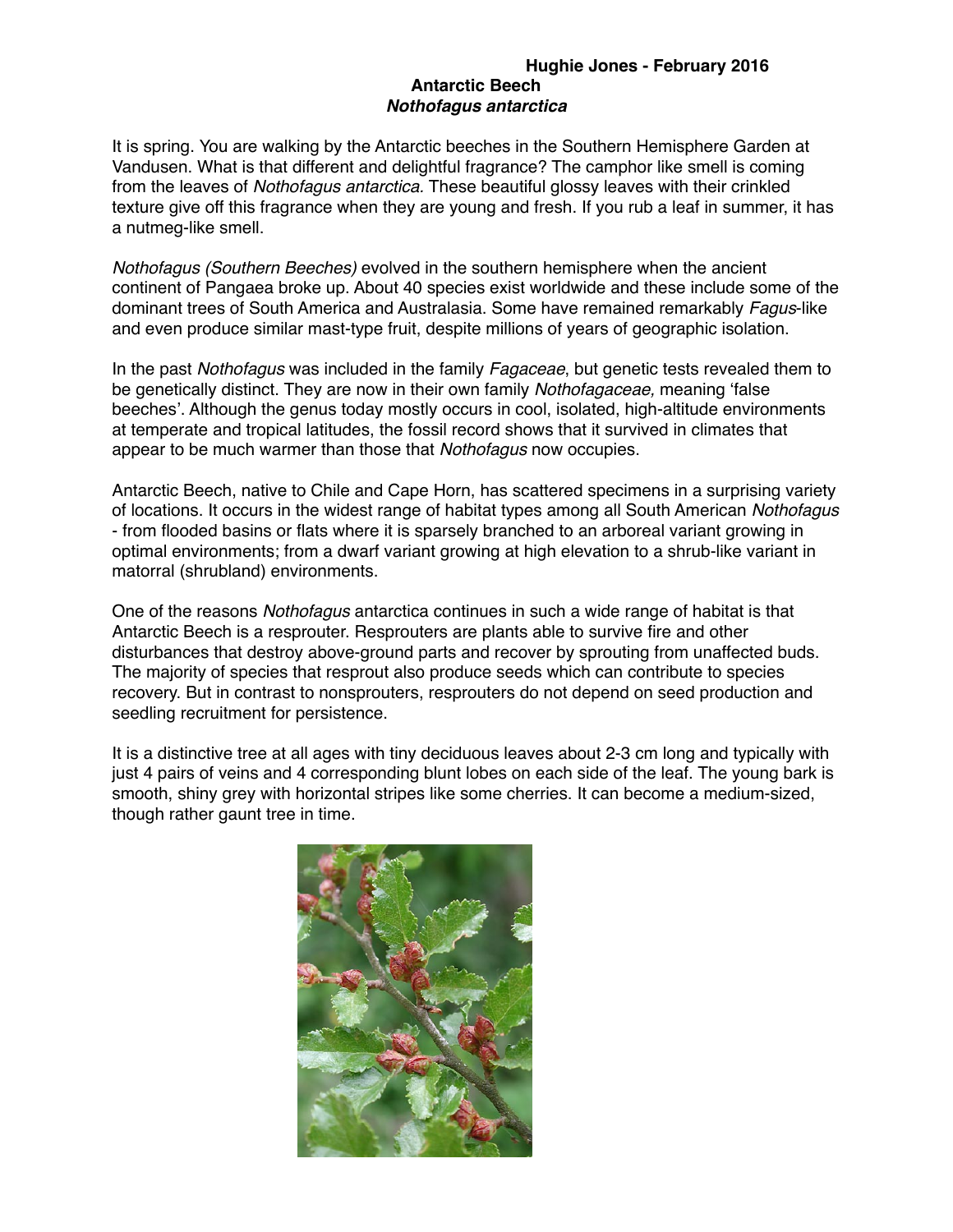**Hughie Jones - February 2016**

## Antarctic Beech

### *Nothofagus antarctica*

It is spring. You are walking by the Antarctic beeches in the Southern Hemisphere Garden at Vandusen. What is that different and delightful fragrance? The camphor like smell is coming from the leaves of *Nothofagus antarctica.* These beautiful glossy leaves with their crinkled texture give off this fragrance when they are young and fresh. If you rub a leaf in summer, it has a nutmeg-like smell.

*Nothofagus (Southern Beeches)* evolved in the southern hemisphere when the ancient continent of Pangaea broke up. About 40 species exist worldwide and these include some of the dominant trees of South America and Australasia. Some have remained remarkably *Fagus*-like and even produce similar mast-type fruit, despite millions of years of geographic isolation.

In the past *Nothofagus* was included in the family *Fagaceae*, but genetic tests revealed them to be genetically distinct. They are now in their own family *Nothofagaceae,* meaning 'false beeches'. Although the genus today mostly occurs in cool, isolated, high-altitude environments at temperate and tropical latitudes, the fossil record shows that it survived in climates that appear to be much warmer than those that *Nothofagus* now occupies.

Antarctic Beech, native to Chile and Cape Horn, has scattered specimens in a surprising variety of locations. It occurs in the widest range of habitat types among all South American *Nothofagus* - from flooded basins or flats where it is sparsely branched to an arboreal variant growing in optimal environments; from a dwarf variant growing at high elevation to a shrub-like variant in matorral (shrubland) environments.

One of the reasons *Nothofagus* antarctica continues in such a wide range of habitat is that Antarctic Beech is a resprouter. Resprouters are plants able to survive fire and other disturbances that destroy above-ground parts and recover by sprouting from unaffected buds. The majority of species that resprout also produce seeds which can contribute to species recovery. But in contrast to nonsprouters, resprouters do not depend on seed production and seedling recruitment for persistence.

It is a distinctive tree at all ages with tiny deciduous leaves about 2-3 cm long and typically with just 4 pairs of veins and 4 corresponding blunt lobes on each side of the leaf. The young bark is smooth, shiny grey with horizontal stripes like some cherries. It can become a medium-sized, though rather gaunt tree in time.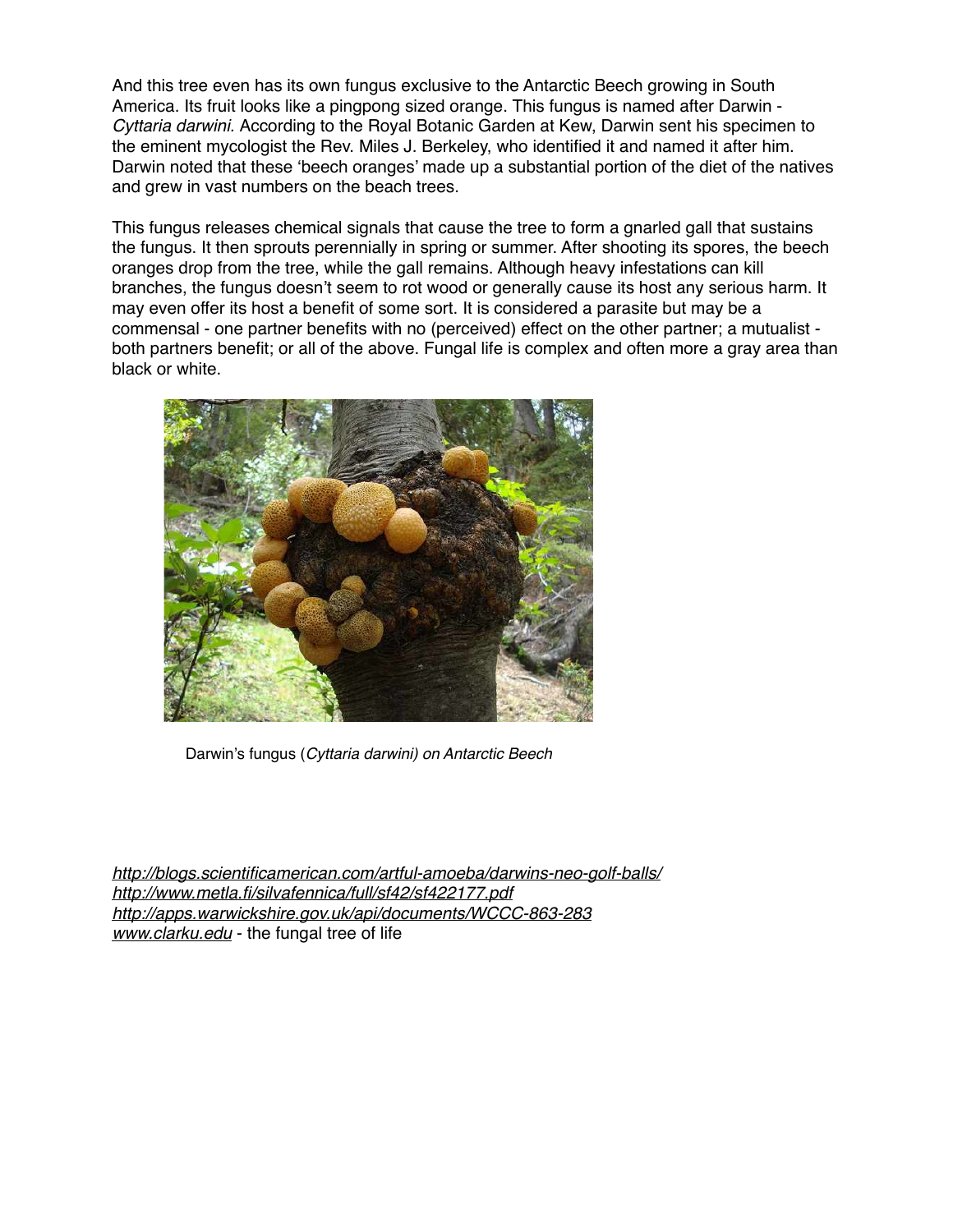And this tree even has its own fungus exclusive to the Antarctic Beech growing in South America. Its fruit looks like a pingpong sized orange. This fungus is named after Darwin - *Cyttaria darwini.* According to the Royal Botanic Garden at Kew, Darwin sent his specimen to the eminent mycologist the Rev. Miles J. Berkeley, who identified it and named it after him. Darwin noted that these 'beech oranges' made up a substantial portion of the diet of the natives and grew in vast numbers on the beach trees.

This fungus releases chemical signals that cause the tree to form a gnarled gall that sustains the fungus. It then sprouts perennially in spring or summer. After shooting its spores, the beech oranges drop from the tree, while the gall remains. Although heavy infestations can kill branches, the fungus doesn't seem to rot wood or generally cause its host any serious harm. It may even offer its host a benefit of some sort. It is considered a parasite but may be a commensal - one partner benefits with no (perceived) effect on the other partner; a mutualist - both partners benefit; or all of the above. Fungal life is complex and often more a gray area than black or white.

Darwin's fungus (*Cyttaria darwini) on Antarctic Beech*

*http://blogs.scientificamerican.com/artful-amoeba/darwins-neo-golf-balls/*
*http://www.metla.fi/silvafennica/full/sf42/sf422177.pdf*
*http://apps.warwickshire.gov.uk/api/documents/WCCC-863-283*
*www.clarku.edu* - the fungal tree of life